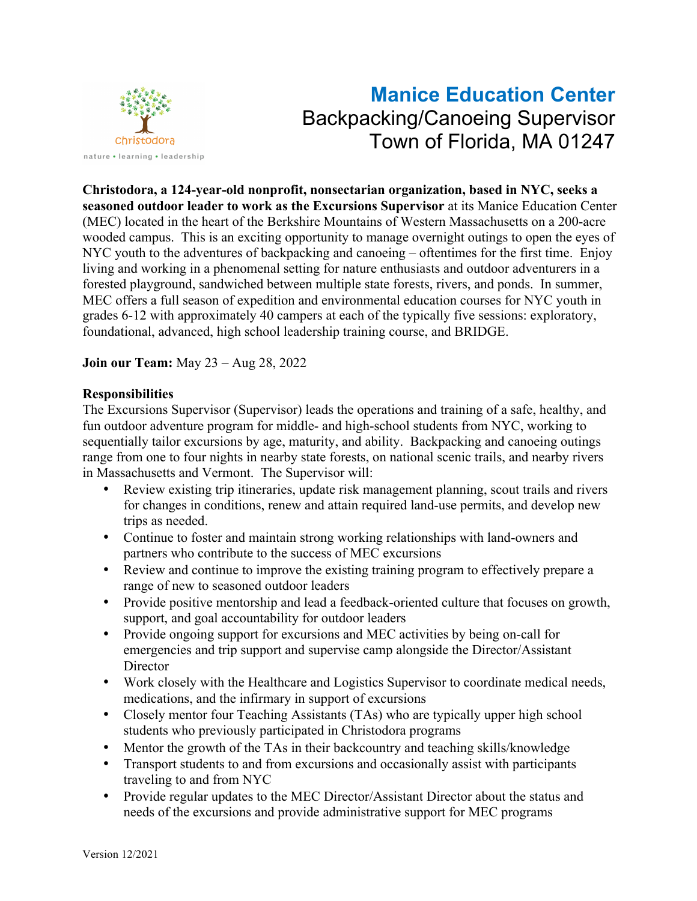christodora

nature • learning • leadership

# Manice Education Center

## Backpacking/Canoeing Supervisor

## Town of Florida, MA 01247

**Christodora, a 124-year-old nonprofit, nonsectarian organization, based in NYC, seeks a seasoned outdoor leader to work as the Excursions Supervisor** at its Manice Education Center (MEC) located in the heart of the Berkshire Mountains of Western Massachusetts on a 200-acre wooded campus. This is an exciting opportunity to manage overnight outings to open the eyes of NYC youth to the adventures of backpacking and canoeing – oftentimes for the first time. Enjoy living and working in a phenomenal setting for nature enthusiasts and outdoor adventurers in a forested playground, sandwiched between multiple state forests, rivers, and ponds. In summer, MEC offers a full season of expedition and environmental education courses for NYC youth in grades 6-12 with approximately 40 campers at each of the typically five sessions: exploratory, foundational, advanced, high school leadership training course, and BRIDGE.

**Join our Team:** May 23 – Aug 28, 2022

**Responsibilities**

The Excursions Supervisor (Supervisor) leads the operations and training of a safe, healthy, and fun outdoor adventure program for middle- and high-school students from NYC, working to sequentially tailor excursions by age, maturity, and ability. Backpacking and canoeing outings range from one to four nights in nearby state forests, on national scenic trails, and nearby rivers in Massachusetts and Vermont. The Supervisor will:

- Review existing trip itineraries, update risk management planning, scout trails and rivers for changes in conditions, renew and attain required land-use permits, and develop new trips as needed.
- Continue to foster and maintain strong working relationships with land-owners and partners who contribute to the success of MEC excursions
- Review and continue to improve the existing training program to effectively prepare a range of new to seasoned outdoor leaders
- Provide positive mentorship and lead a feedback-oriented culture that focuses on growth, support, and goal accountability for outdoor leaders
- Provide ongoing support for excursions and MEC activities by being on-call for emergencies and trip support and supervise camp alongside the Director/Assistant Director
- Work closely with the Healthcare and Logistics Supervisor to coordinate medical needs, medications, and the infirmary in support of excursions
- Closely mentor four Teaching Assistants (TAs) who are typically upper high school students who previously participated in Christodora programs
- Mentor the growth of the TAs in their backcountry and teaching skills/knowledge
- Transport students to and from excursions and occasionally assist with participants traveling to and from NYC
- Provide regular updates to the MEC Director/Assistant Director about the status and needs of the excursions and provide administrative support for MEC programs

Version 12/2021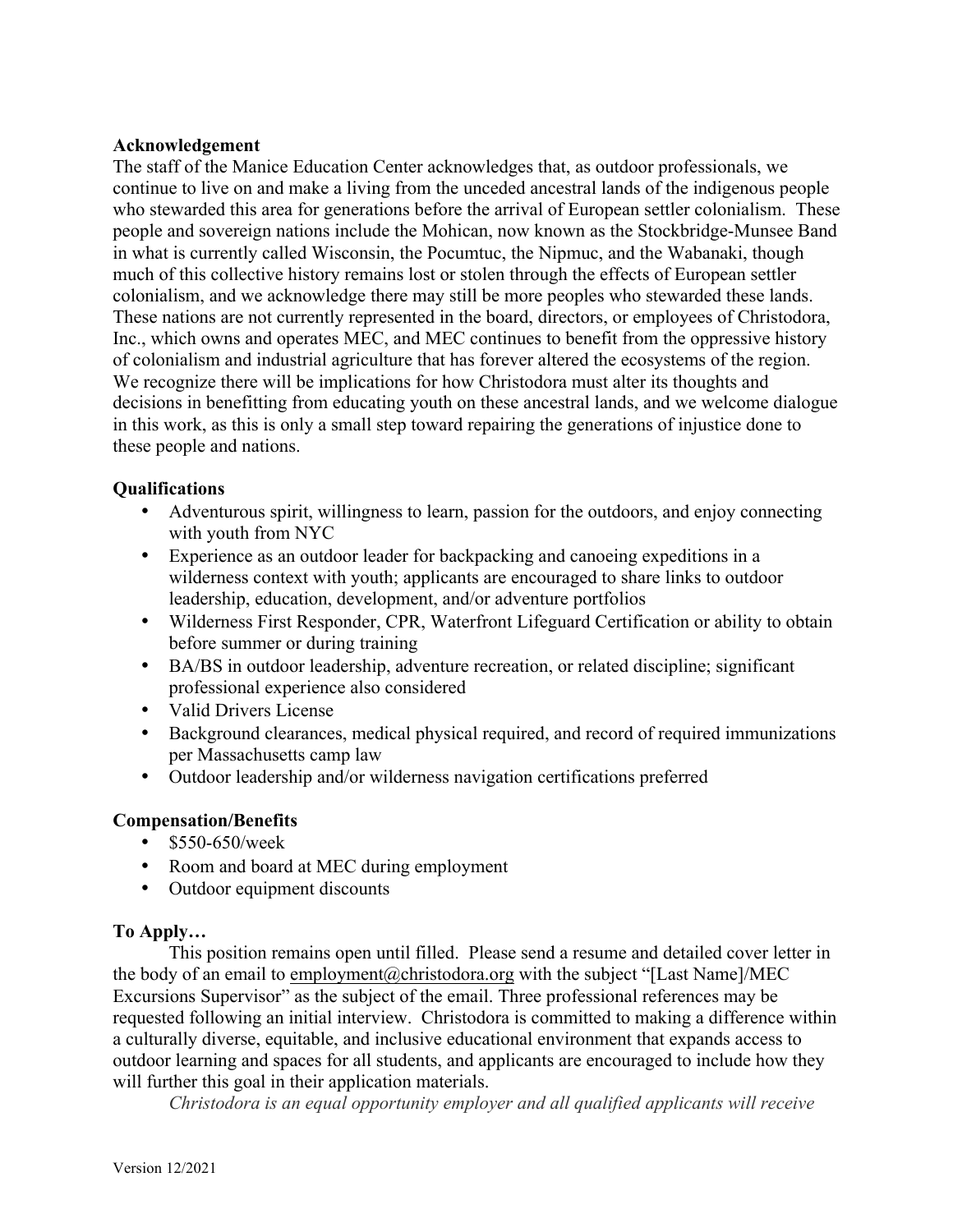**Acknowledgement**

The staff of the Manice Education Center acknowledges that, as outdoor professionals, we continue to live on and make a living from the unceded ancestral lands of the indigenous people who stewarded this area for generations before the arrival of European settler colonialism. These people and sovereign nations include the Mohican, now known as the Stockbridge-Munsee Band in what is currently called Wisconsin, the Pocumtuc, the Nipmuc, and the Wabanaki, though much of this collective history remains lost or stolen through the effects of European settler colonialism, and we acknowledge there may still be more peoples who stewarded these lands. These nations are not currently represented in the board, directors, or employees of Christodora, Inc., which owns and operates MEC, and MEC continues to benefit from the oppressive history of colonialism and industrial agriculture that has forever altered the ecosystems of the region. We recognize there will be implications for how Christodora must alter its thoughts and decisions in benefitting from educating youth on these ancestral lands, and we welcome dialogue in this work, as this is only a small step toward repairing the generations of injustice done to these people and nations.

**Qualifications**

- Adventurous spirit, willingness to learn, passion for the outdoors, and enjoy connecting with youth from NYC
- Experience as an outdoor leader for backpacking and canoeing expeditions in a wilderness context with youth; applicants are encouraged to share links to outdoor leadership, education, development, and/or adventure portfolios
- Wilderness First Responder, CPR, Waterfront Lifeguard Certification or ability to obtain before summer or during training
- BA/BS in outdoor leadership, adventure recreation, or related discipline; significant professional experience also considered
- Valid Drivers License
- Background clearances, medical physical required, and record of required immunizations per Massachusetts camp law
- Outdoor leadership and/or wilderness navigation certifications preferred

**Compensation/Benefits**

- $550-650/week
- Room and board at MEC during employment
- Outdoor equipment discounts

**To Apply…**

This position remains open until filled. Please send a resume and detailed cover letter in the body of an email to employment@christodora.org with the subject "[Last Name]/MEC Excursions Supervisor" as the subject of the email. Three professional references may be requested following an initial interview. Christodora is committed to making a difference within a culturally diverse, equitable, and inclusive educational environment that expands access to outdoor learning and spaces for all students, and applicants are encouraged to include how they will further this goal in their application materials.

*Christodora is an equal opportunity employer and all qualified applicants will receive*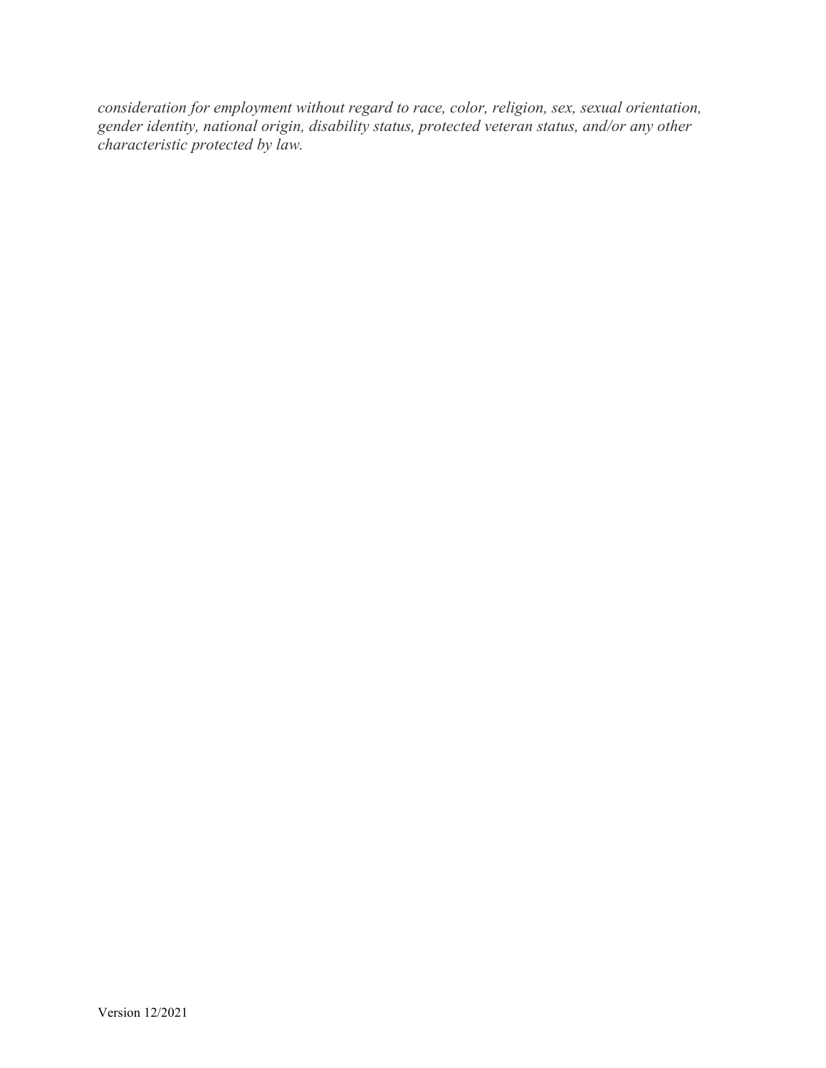*consideration for employment without regard to race, color, religion, sex, sexual orientation, gender identity, national origin, disability status, protected veteran status, and/or any other characteristic protected by law.*

Version 12/2021